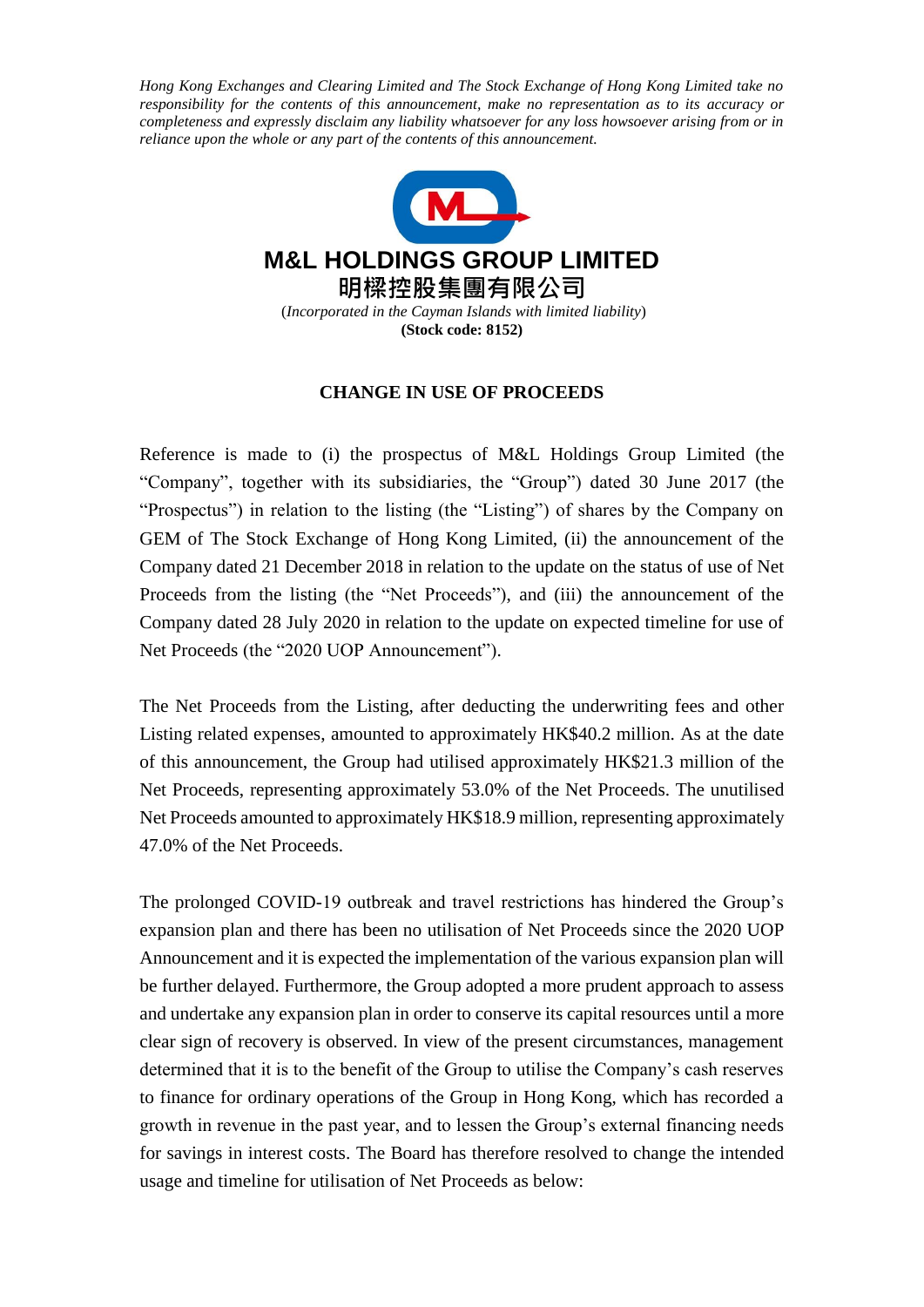*Hong Kong Exchanges and Clearing Limited and The Stock Exchange of Hong Kong Limited take no responsibility for the contents of this announcement, make no representation as to its accuracy or completeness and expressly disclaim any liability whatsoever for any loss howsoever arising from or in reliance upon the whole or any part of the contents of this announcement.*

# M&L HOLDINGS GROUP LIMITED
# 明樑控股集團有限公司

(*Incorporated in the Cayman Islands with limited liability*)
**(Stock code: 8152)**

## CHANGE IN USE OF PROCEEDS

Reference is made to (i) the prospectus of M&L Holdings Group Limited (the "Company", together with its subsidiaries, the "Group") dated 30 June 2017 (the "Prospectus") in relation to the listing (the "Listing") of shares by the Company on GEM of The Stock Exchange of Hong Kong Limited, (ii) the announcement of the Company dated 21 December 2018 in relation to the update on the status of use of Net Proceeds from the listing (the "Net Proceeds"), and (iii) the announcement of the Company dated 28 July 2020 in relation to the update on expected timeline for use of Net Proceeds (the "2020 UOP Announcement").

The Net Proceeds from the Listing, after deducting the underwriting fees and other Listing related expenses, amounted to approximately HK$40.2 million. As at the date of this announcement, the Group had utilised approximately HK$21.3 million of the Net Proceeds, representing approximately 53.0% of the Net Proceeds. The unutilised Net Proceeds amounted to approximately HK$18.9 million, representing approximately 47.0% of the Net Proceeds.

The prolonged COVID-19 outbreak and travel restrictions has hindered the Group's expansion plan and there has been no utilisation of Net Proceeds since the 2020 UOP Announcement and it is expected the implementation of the various expansion plan will be further delayed. Furthermore, the Group adopted a more prudent approach to assess and undertake any expansion plan in order to conserve its capital resources until a more clear sign of recovery is observed. In view of the present circumstances, management determined that it is to the benefit of the Group to utilise the Company's cash reserves to finance for ordinary operations of the Group in Hong Kong, which has recorded a growth in revenue in the past year, and to lessen the Group's external financing needs for savings in interest costs. The Board has therefore resolved to change the intended usage and timeline for utilisation of Net Proceeds as below: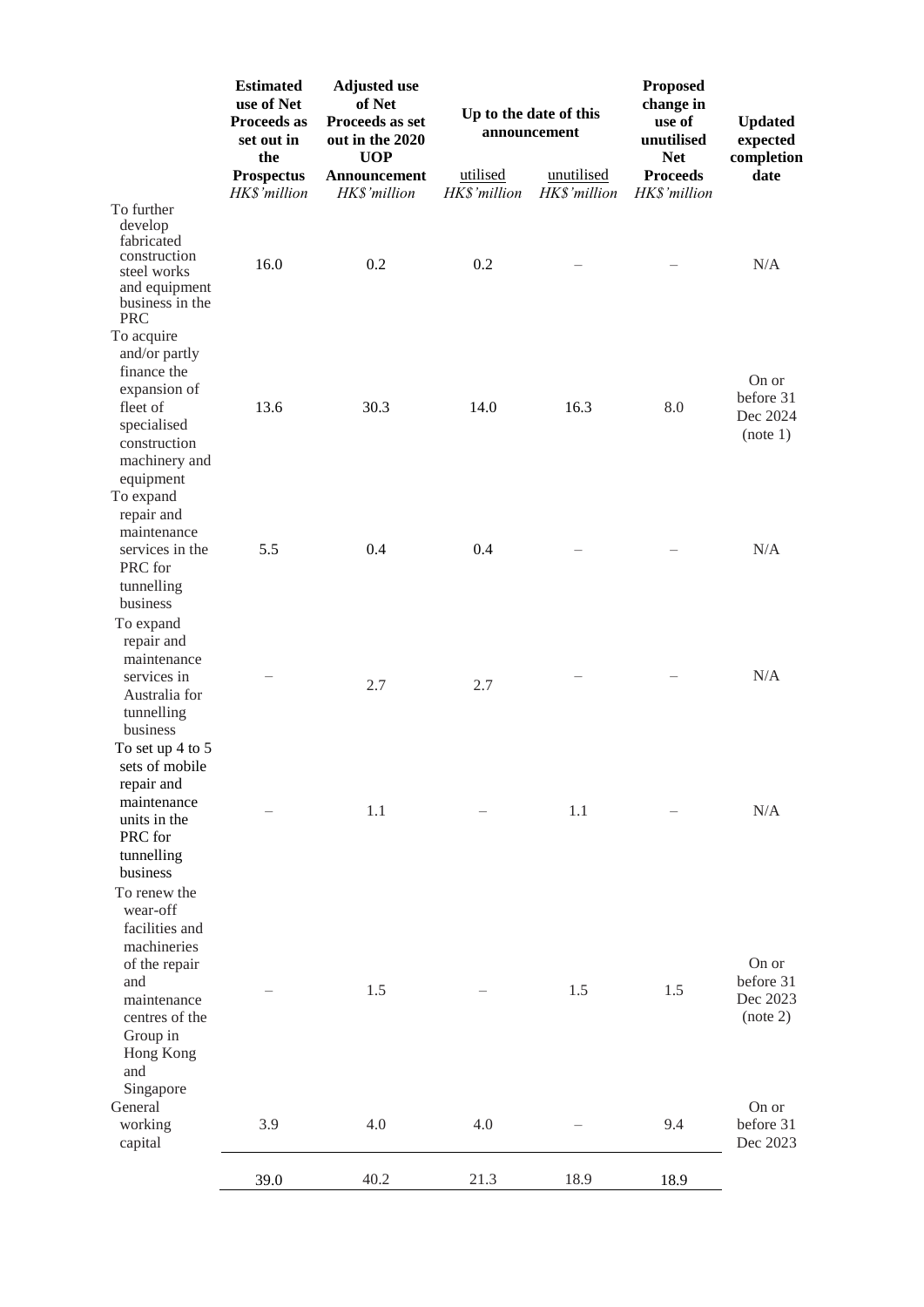| | Estimated use of Net Proceeds as set out in the Prospectus | Adjusted use of Net Proceeds as set out in the 2020 UOP Announcement | Up to the date of this announcement | | Proposed change in use of unutilised Net Proceeds | Updated expected completion date |
|---|---|---|---|---|---|---|
| | | | utilised | unutilised | | |
| | *HK$'million* | *HK$'million* | *HK$'million* | *HK$'million* | *HK$'million* | |
| To further develop fabricated construction steel works and equipment business in the PRC | 16.0 | 0.2 | 0.2 | – | – | N/A |
| To acquire and/or partly finance the expansion of fleet of specialised construction machinery and equipment | 13.6 | 30.3 | 14.0 | 16.3 | 8.0 | On or before 31 Dec 2024 (note 1) |
| To expand repair and maintenance services in the PRC for tunnelling business | 5.5 | 0.4 | 0.4 | – | – | N/A |
| To expand repair and maintenance services in Australia for tunnelling business | – | 2.7 | 2.7 | – | – | N/A |
| To set up 4 to 5 sets of mobile repair and maintenance units in the PRC for tunnelling business | – | 1.1 | – | 1.1 | – | N/A |
| To renew the wear-off facilities and machineries of the repair and maintenance centres of the Group in Hong Kong and Singapore | – | 1.5 | – | 1.5 | 1.5 | On or before 31 Dec 2023 (note 2) |
| General working capital | 3.9 | 4.0 | 4.0 | – | 9.4 | On or before 31 Dec 2023 |
| | 39.0 | 40.2 | 21.3 | 18.9 | 18.9 | |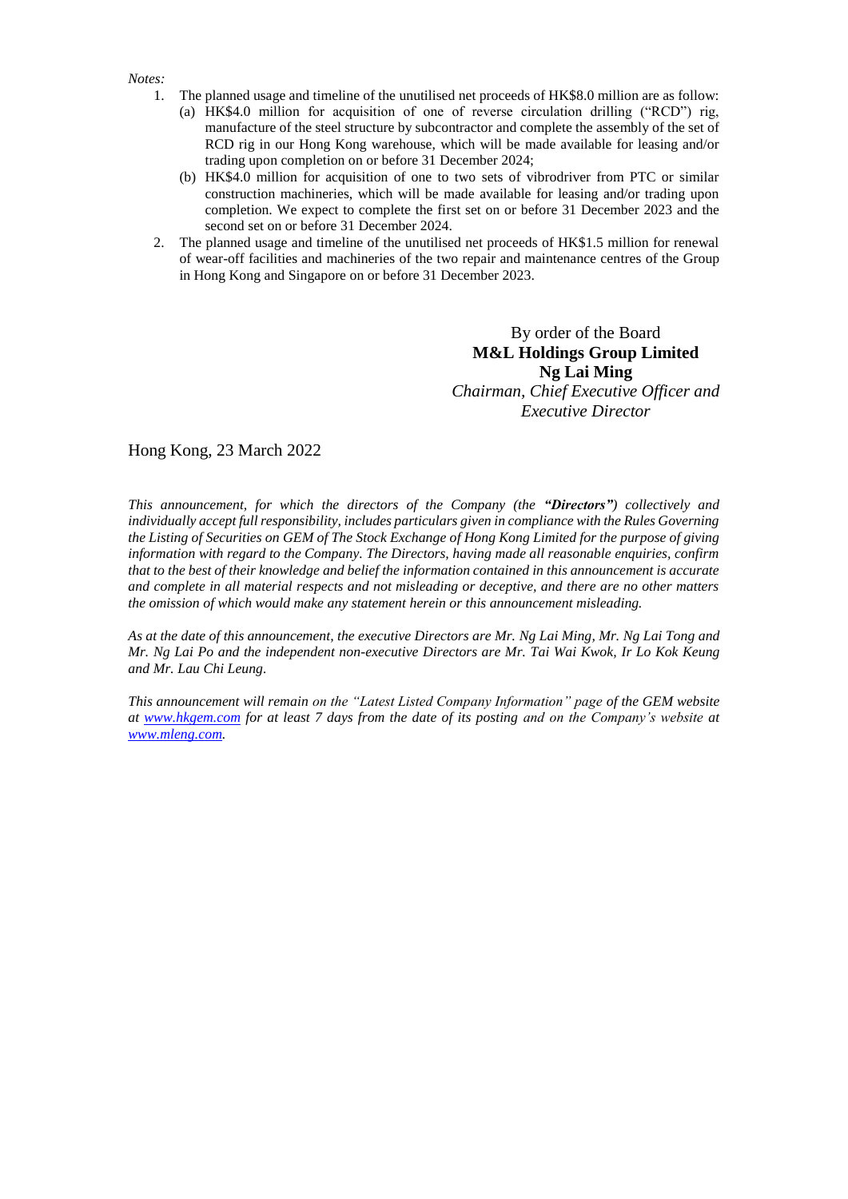*Notes:*

1. The planned usage and timeline of the unutilised net proceeds of HK$8.0 million are as follow:
   (a) HK$4.0 million for acquisition of one of reverse circulation drilling ("RCD") rig, manufacture of the steel structure by subcontractor and complete the assembly of the set of RCD rig in our Hong Kong warehouse, which will be made available for leasing and/or trading upon completion on or before 31 December 2024;
   (b) HK$4.0 million for acquisition of one to two sets of vibrodriver from PTC or similar construction machineries, which will be made available for leasing and/or trading upon completion. We expect to complete the first set on or before 31 December 2023 and the second set on or before 31 December 2024.
2. The planned usage and timeline of the unutilised net proceeds of HK$1.5 million for renewal of wear-off facilities and machineries of the two repair and maintenance centres of the Group in Hong Kong and Singapore on or before 31 December 2023.

By order of the Board
**M&L Holdings Group Limited**
**Ng Lai Ming**
*Chairman, Chief Executive Officer and Executive Director*

Hong Kong, 23 March 2022

*This announcement, for which the directors of the Company (the **"Directors"**) collectively and individually accept full responsibility, includes particulars given in compliance with the Rules Governing the Listing of Securities on GEM of The Stock Exchange of Hong Kong Limited for the purpose of giving information with regard to the Company. The Directors, having made all reasonable enquiries, confirm that to the best of their knowledge and belief the information contained in this announcement is accurate and complete in all material respects and not misleading or deceptive, and there are no other matters the omission of which would make any statement herein or this announcement misleading.*

*As at the date of this announcement, the executive Directors are Mr. Ng Lai Ming, Mr. Ng Lai Tong and Mr. Ng Lai Po and the independent non-executive Directors are Mr. Tai Wai Kwok, Ir Lo Kok Keung and Mr. Lau Chi Leung.*

*This announcement will remain on the "Latest Listed Company Information" page of the GEM website at www.hkgem.com for at least 7 days from the date of its posting and on the Company's website at www.mleng.com.*